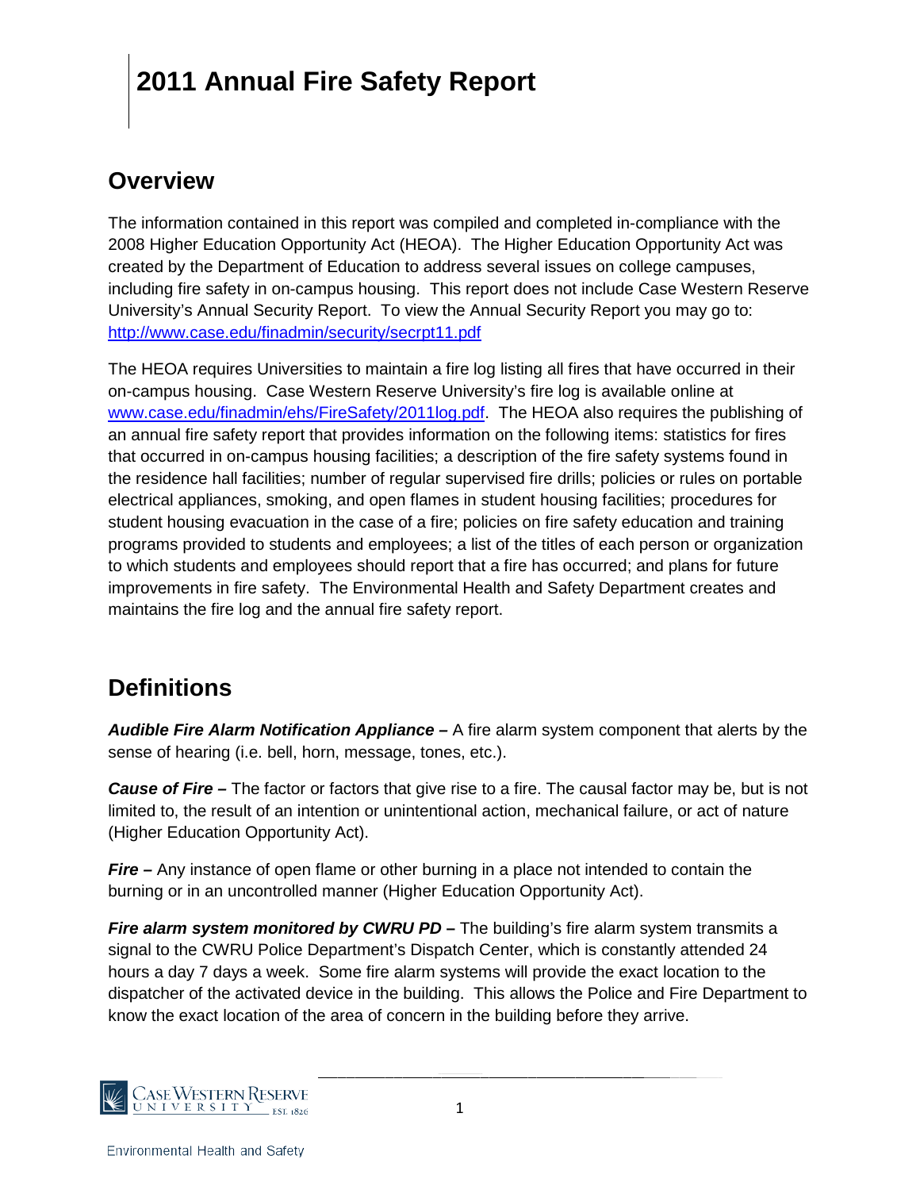# 2011 Annual Fire Safety Report

## Overview

The information contained in this report was compiled and completed in-compliance with the 2008 Higher Education Opportunity Act (HEOA). The Higher Education Opportunity Act was created by the Department of Education to address several issues on college campuses, including fire safety in on-campus housing. This report does not include Case Western Reserve University's Annual Security Report. To view the Annual Security Report you may go to: [http://www.case.edu/finadmin/security/secrpt11.pdf](http://www.case.edu/finadmin/security/secrpt11.pdf)

The HEOA requires Universities to maintain a fire log listing all fires that have occurred in their on-campus housing. Case Western Reserve University's fire log is available online at [www.case.edu/finadmin/ehs/FireSafety/2011log.pdf](www.case.edu/finadmin/ehs/FireSafety/2011log.pdf). The HEOA also requires the publishing of an annual fire safety report that provides information on the following items: statistics for fires that occurred in on-campus housing facilities; a description of the fire safety systems found in the residence hall facilities; number of regular supervised fire drills; policies or rules on portable electrical appliances, smoking, and open flames in student housing facilities; procedures for student housing evacuation in the case of a fire; policies on fire safety education and training programs provided to students and employees; a list of the titles of each person or organization to which students and employees should report that a fire has occurred; and plans for future improvements in fire safety. The Environmental Health and Safety Department creates and maintains the fire log and the annual fire safety report.

## Definitions

***Audible Fire Alarm Notification Appliance –*** A fire alarm system component that alerts by the sense of hearing (i.e. bell, horn, message, tones, etc.).

***Cause of Fire –*** The factor or factors that give rise to a fire. The causal factor may be, but is not limited to, the result of an intention or unintentional action, mechanical failure, or act of nature (Higher Education Opportunity Act).

***Fire –*** Any instance of open flame or other burning in a place not intended to contain the burning or in an uncontrolled manner (Higher Education Opportunity Act).

***Fire alarm system monitored by CWRU PD –*** The building's fire alarm system transmits a signal to the CWRU Police Department's Dispatch Center, which is constantly attended 24 hours a day 7 days a week. Some fire alarm systems will provide the exact location to the dispatcher of the activated device in the building. This allows the Police and Fire Department to know the exact location of the area of concern in the building before they arrive.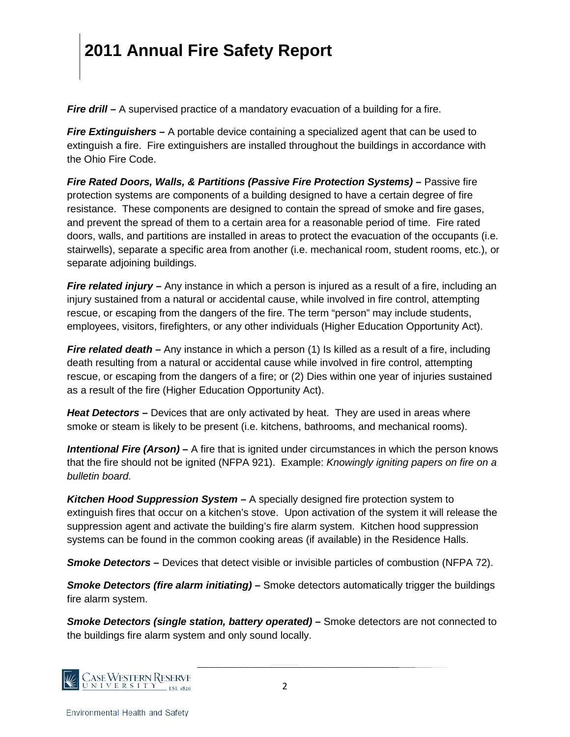**Fire drill –** A supervised practice of a mandatory evacuation of a building for a fire.

***Fire Extinguishers –*** A portable device containing a specialized agent that can be used to extinguish a fire. Fire extinguishers are installed throughout the buildings in accordance with the Ohio Fire Code.

***Fire Rated Doors, Walls, & Partitions (Passive Fire Protection Systems) –*** Passive fire protection systems are components of a building designed to have a certain degree of fire resistance. These components are designed to contain the spread of smoke and fire gases, and prevent the spread of them to a certain area for a reasonable period of time. Fire rated doors, walls, and partitions are installed in areas to protect the evacuation of the occupants (i.e. stairwells), separate a specific area from another (i.e. mechanical room, student rooms, etc.), or separate adjoining buildings.

***Fire related injury –*** Any instance in which a person is injured as a result of a fire, including an injury sustained from a natural or accidental cause, while involved in fire control, attempting rescue, or escaping from the dangers of the fire. The term "person" may include students, employees, visitors, firefighters, or any other individuals (Higher Education Opportunity Act).

***Fire related death –*** Any instance in which a person (1) Is killed as a result of a fire, including death resulting from a natural or accidental cause while involved in fire control, attempting rescue, or escaping from the dangers of a fire; or (2) Dies within one year of injuries sustained as a result of the fire (Higher Education Opportunity Act).

***Heat Detectors –*** Devices that are only activated by heat. They are used in areas where smoke or steam is likely to be present (i.e. kitchens, bathrooms, and mechanical rooms).

***Intentional Fire (Arson) –*** A fire that is ignited under circumstances in which the person knows that the fire should not be ignited (NFPA 921). Example: *Knowingly igniting papers on fire on a bulletin board.*

***Kitchen Hood Suppression System –*** A specially designed fire protection system to extinguish fires that occur on a kitchen's stove. Upon activation of the system it will release the suppression agent and activate the building's fire alarm system. Kitchen hood suppression systems can be found in the common cooking areas (if available) in the Residence Halls.

***Smoke Detectors –*** Devices that detect visible or invisible particles of combustion (NFPA 72).

***Smoke Detectors (fire alarm initiating) –*** Smoke detectors automatically trigger the buildings fire alarm system.

***Smoke Detectors (single station, battery operated) –*** Smoke detectors are not connected to the buildings fire alarm system and only sound locally.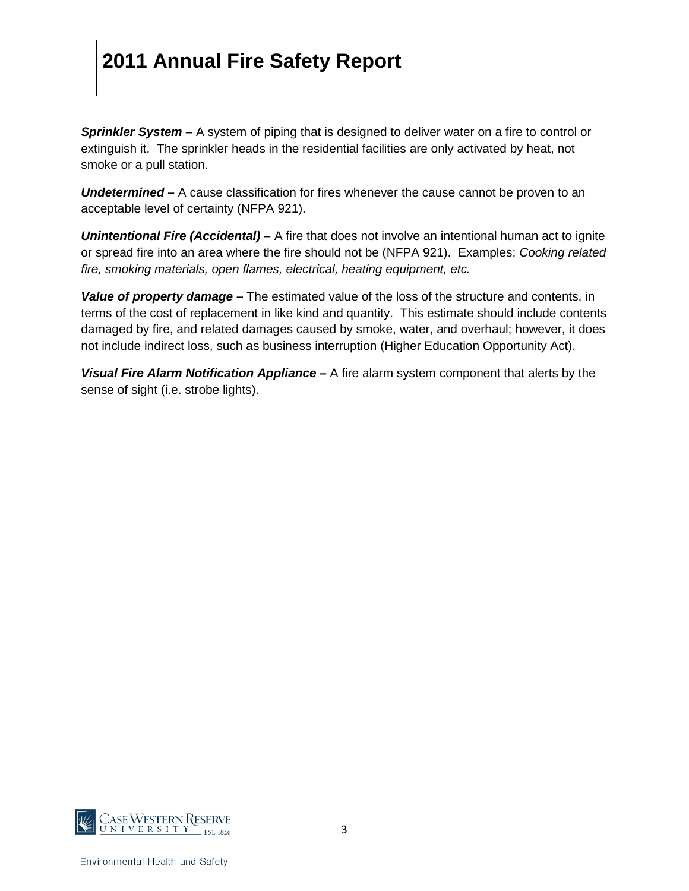***Sprinkler System –*** A system of piping that is designed to deliver water on a fire to control or extinguish it. The sprinkler heads in the residential facilities are only activated by heat, not smoke or a pull station.

***Undetermined –*** A cause classification for fires whenever the cause cannot be proven to an acceptable level of certainty (NFPA 921).

***Unintentional Fire (Accidental) –*** A fire that does not involve an intentional human act to ignite or spread fire into an area where the fire should not be (NFPA 921). Examples: *Cooking related fire, smoking materials, open flames, electrical, heating equipment, etc.*

***Value of property damage –*** The estimated value of the loss of the structure and contents, in terms of the cost of replacement in like kind and quantity. This estimate should include contents damaged by fire, and related damages caused by smoke, water, and overhaul; however, it does not include indirect loss, such as business interruption (Higher Education Opportunity Act).

***Visual Fire Alarm Notification Appliance –*** A fire alarm system component that alerts by the sense of sight (i.e. strobe lights).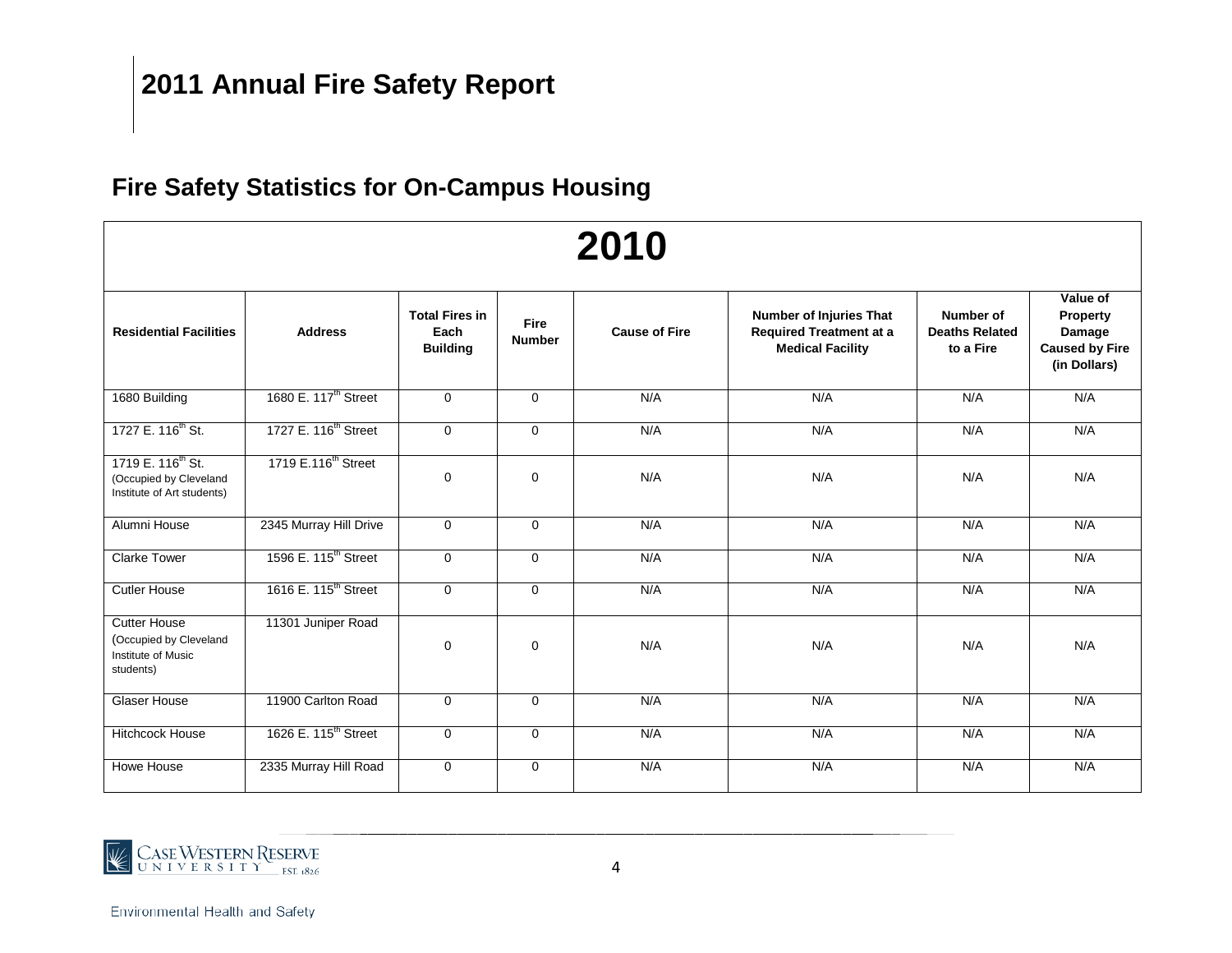# 2011 Annual Fire Safety Report

## Fire Safety Statistics for On-Campus Housing

| 2010 | | | | | | | |
|---|---|---|---|---|---|---|---|
| **Residential Facilities** | **Address** | **Total Fires in Each Building** | **Fire Number** | **Cause of Fire** | **Number of Injuries That Required Treatment at a Medical Facility** | **Number of Deaths Related to a Fire** | **Value of Property Damage Caused by Fire (in Dollars)** |
| 1680 Building | 1680 E. 117th Street | 0 | 0 | N/A | N/A | N/A | N/A |
| 1727 E. 116th St. | 1727 E. 116th Street | 0 | 0 | N/A | N/A | N/A | N/A |
| 1719 E. 116th St. (Occupied by Cleveland Institute of Art students) | 1719 E.116th Street | 0 | 0 | N/A | N/A | N/A | N/A |
| Alumni House | 2345 Murray Hill Drive | 0 | 0 | N/A | N/A | N/A | N/A |
| Clarke Tower | 1596 E. 115th Street | 0 | 0 | N/A | N/A | N/A | N/A |
| Cutler House | 1616 E. 115th Street | 0 | 0 | N/A | N/A | N/A | N/A |
| Cutter House (Occupied by Cleveland Institute of Music students) | 11301 Juniper Road | 0 | 0 | N/A | N/A | N/A | N/A |
| Glaser House | 11900 Carlton Road | 0 | 0 | N/A | N/A | N/A | N/A |
| Hitchcock House | 1626 E. 115th Street | 0 | 0 | N/A | N/A | N/A | N/A |
| Howe House | 2335 Murray Hill Road | 0 | 0 | N/A | N/A | N/A | N/A |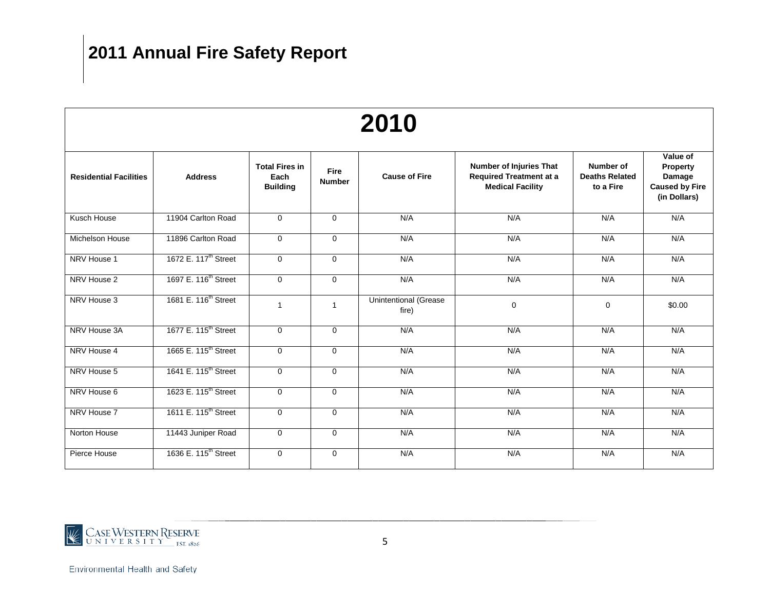# 2011 Annual Fire Safety Report

| 2010 | | | | | | | |
|---|---|---|---|---|---|---|---|
| **Residential Facilities** | **Address** | **Total Fires in Each Building** | **Fire Number** | **Cause of Fire** | **Number of Injuries That Required Treatment at a Medical Facility** | **Number of Deaths Related to a Fire** | **Value of Property Damage Caused by Fire (in Dollars)** |
| Kusch House | 11904 Carlton Road | 0 | 0 | N/A | N/A | N/A | N/A |
| Michelson House | 11896 Carlton Road | 0 | 0 | N/A | N/A | N/A | N/A |
| NRV House 1 | 1672 E. 117th Street | 0 | 0 | N/A | N/A | N/A | N/A |
| NRV House 2 | 1697 E. 116th Street | 0 | 0 | N/A | N/A | N/A | N/A |
| NRV House 3 | 1681 E. 116th Street | 1 | 1 | Unintentional (Grease fire) | 0 | 0 | $0.00 |
| NRV House 3A | 1677 E. 115th Street | 0 | 0 | N/A | N/A | N/A | N/A |
| NRV House 4 | 1665 E. 115th Street | 0 | 0 | N/A | N/A | N/A | N/A |
| NRV House 5 | 1641 E. 115th Street | 0 | 0 | N/A | N/A | N/A | N/A |
| NRV House 6 | 1623 E. 115th Street | 0 | 0 | N/A | N/A | N/A | N/A |
| NRV House 7 | 1611 E. 115th Street | 0 | 0 | N/A | N/A | N/A | N/A |
| Norton House | 11443 Juniper Road | 0 | 0 | N/A | N/A | N/A | N/A |
| Pierce House | 1636 E. 115th Street | 0 | 0 | N/A | N/A | N/A | N/A |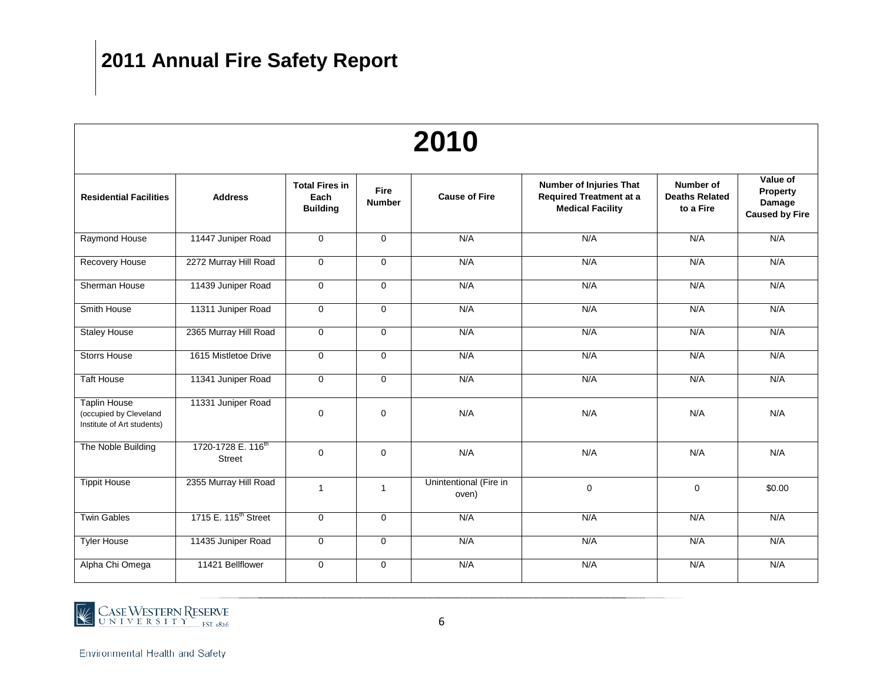# 2011 Annual Fire Safety Report

| 2010 | | | | | | | |
|---|---|---|---|---|---|---|---|
| **Residential Facilities** | **Address** | **Total Fires in Each Building** | **Fire Number** | **Cause of Fire** | **Number of Injuries That Required Treatment at a Medical Facility** | **Number of Deaths Related to a Fire** | **Value of Property Damage Caused by Fire** |
| Raymond House | 11447 Juniper Road | 0 | 0 | N/A | N/A | N/A | N/A |
| Recovery House | 2272 Murray Hill Road | 0 | 0 | N/A | N/A | N/A | N/A |
| Sherman House | 11439 Juniper Road | 0 | 0 | N/A | N/A | N/A | N/A |
| Smith House | 11311 Juniper Road | 0 | 0 | N/A | N/A | N/A | N/A |
| Staley House | 2365 Murray Hill Road | 0 | 0 | N/A | N/A | N/A | N/A |
| Storrs House | 1615 Mistletoe Drive | 0 | 0 | N/A | N/A | N/A | N/A |
| Taft House | 11341 Juniper Road | 0 | 0 | N/A | N/A | N/A | N/A |
| Taplin House (occupied by Cleveland Institute of Art students) | 11331 Juniper Road | 0 | 0 | N/A | N/A | N/A | N/A |
| The Noble Building | 1720-1728 E. 116th Street | 0 | 0 | N/A | N/A | N/A | N/A |
| Tippit House | 2355 Murray Hill Road | 1 | 1 | Unintentional (Fire in oven) | 0 | 0 | $0.00 |
| Twin Gables | 1715 E. 115th Street | 0 | 0 | N/A | N/A | N/A | N/A |
| Tyler House | 11435 Juniper Road | 0 | 0 | N/A | N/A | N/A | N/A |
| Alpha Chi Omega | 11421 Bellflower | 0 | 0 | N/A | N/A | N/A | N/A |

Case Western Reserve University EST. 1826

Environmental Health and Safety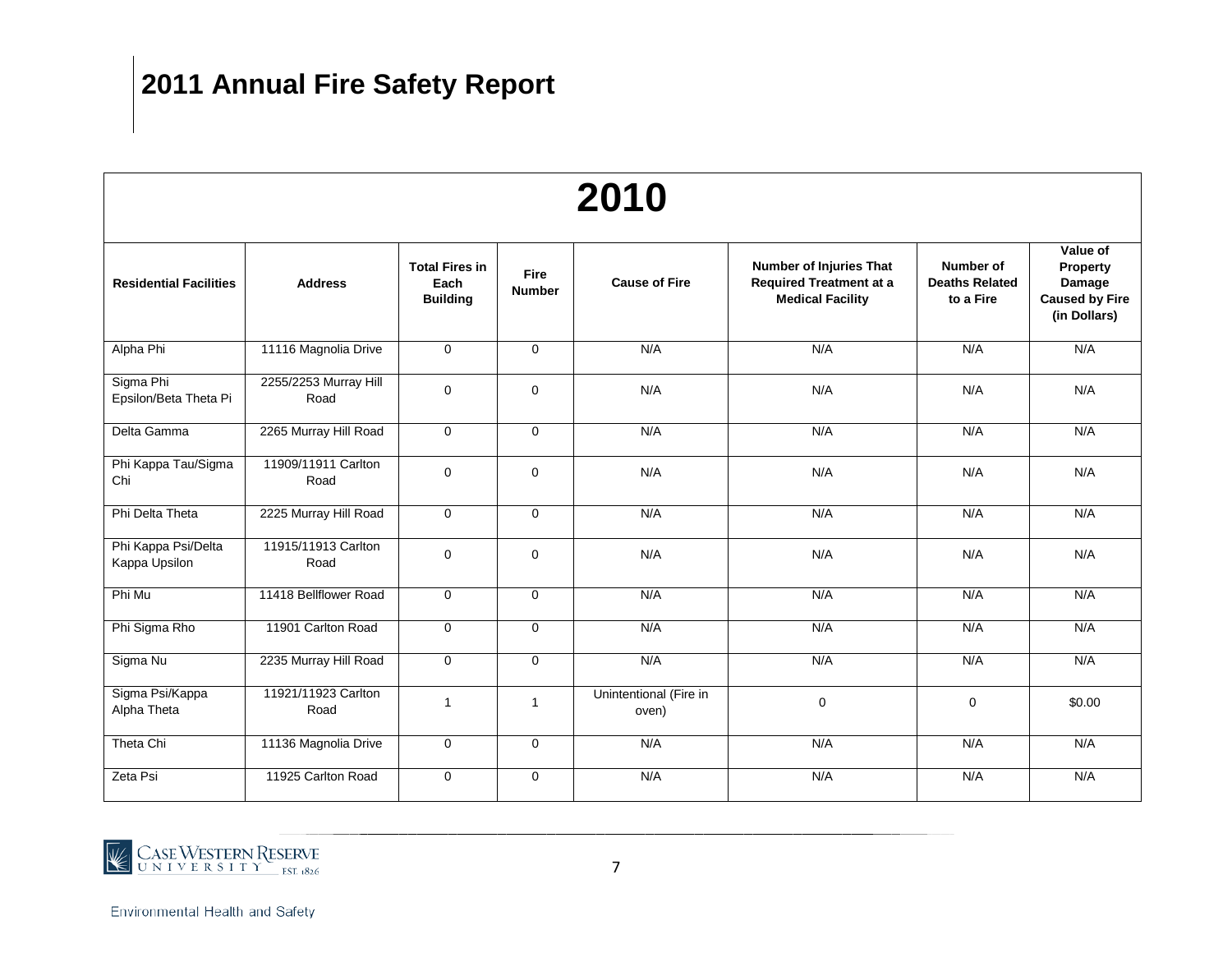# 2011 Annual Fire Safety Report

| 2010 | | | | | | | |
|---|---|---|---|---|---|---|---|
| **Residential Facilities** | **Address** | **Total Fires in Each Building** | **Fire Number** | **Cause of Fire** | **Number of Injuries That Required Treatment at a Medical Facility** | **Number of Deaths Related to a Fire** | **Value of Property Damage Caused by Fire (in Dollars)** |
| Alpha Phi | 11116 Magnolia Drive | 0 | 0 | N/A | N/A | N/A | N/A |
| Sigma Phi Epsilon/Beta Theta Pi | 2255/2253 Murray Hill Road | 0 | 0 | N/A | N/A | N/A | N/A |
| Delta Gamma | 2265 Murray Hill Road | 0 | 0 | N/A | N/A | N/A | N/A |
| Phi Kappa Tau/Sigma Chi | 11909/11911 Carlton Road | 0 | 0 | N/A | N/A | N/A | N/A |
| Phi Delta Theta | 2225 Murray Hill Road | 0 | 0 | N/A | N/A | N/A | N/A |
| Phi Kappa Psi/Delta Kappa Upsilon | 11915/11913 Carlton Road | 0 | 0 | N/A | N/A | N/A | N/A |
| Phi Mu | 11418 Bellflower Road | 0 | 0 | N/A | N/A | N/A | N/A |
| Phi Sigma Rho | 11901 Carlton Road | 0 | 0 | N/A | N/A | N/A | N/A |
| Sigma Nu | 2235 Murray Hill Road | 0 | 0 | N/A | N/A | N/A | N/A |
| Sigma Psi/Kappa Alpha Theta | 11921/11923 Carlton Road | 1 | 1 | Unintentional (Fire in oven) | 0 | 0 | $0.00 |
| Theta Chi | 11136 Magnolia Drive | 0 | 0 | N/A | N/A | N/A | N/A |
| Zeta Psi | 11925 Carlton Road | 0 | 0 | N/A | N/A | N/A | N/A |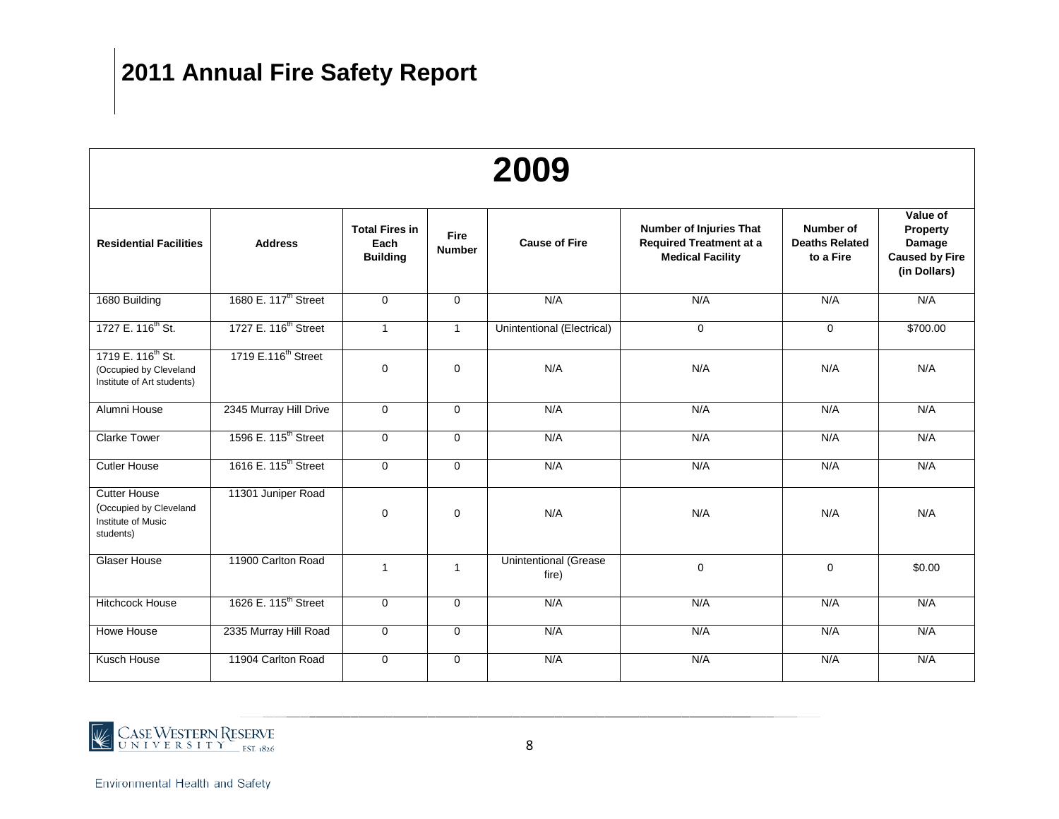# 2011 Annual Fire Safety Report

| 2009 | | | | | | | |
|---|---|---|---|---|---|---|---|
| **Residential Facilities** | **Address** | **Total Fires in Each Building** | **Fire Number** | **Cause of Fire** | **Number of Injuries That Required Treatment at a Medical Facility** | **Number of Deaths Related to a Fire** | **Value of Property Damage Caused by Fire (in Dollars)** |
| 1680 Building | 1680 E. 117th Street | 0 | 0 | N/A | N/A | N/A | N/A |
| 1727 E. 116th St. | 1727 E. 116th Street | 1 | 1 | Unintentional (Electrical) | 0 | 0 | $700.00 |
| 1719 E. 116th St. (Occupied by Cleveland Institute of Art students) | 1719 E.116th Street | 0 | 0 | N/A | N/A | N/A | N/A |
| Alumni House | 2345 Murray Hill Drive | 0 | 0 | N/A | N/A | N/A | N/A |
| Clarke Tower | 1596 E. 115th Street | 0 | 0 | N/A | N/A | N/A | N/A |
| Cutler House | 1616 E. 115th Street | 0 | 0 | N/A | N/A | N/A | N/A |
| Cutter House (Occupied by Cleveland Institute of Music students) | 11301 Juniper Road | 0 | 0 | N/A | N/A | N/A | N/A |
| Glaser House | 11900 Carlton Road | 1 | 1 | Unintentional (Grease fire) | 0 | 0 | $0.00 |
| Hitchcock House | 1626 E. 115th Street | 0 | 0 | N/A | N/A | N/A | N/A |
| Howe House | 2335 Murray Hill Road | 0 | 0 | N/A | N/A | N/A | N/A |
| Kusch House | 11904 Carlton Road | 0 | 0 | N/A | N/A | N/A | N/A |

Environmental Health and Safety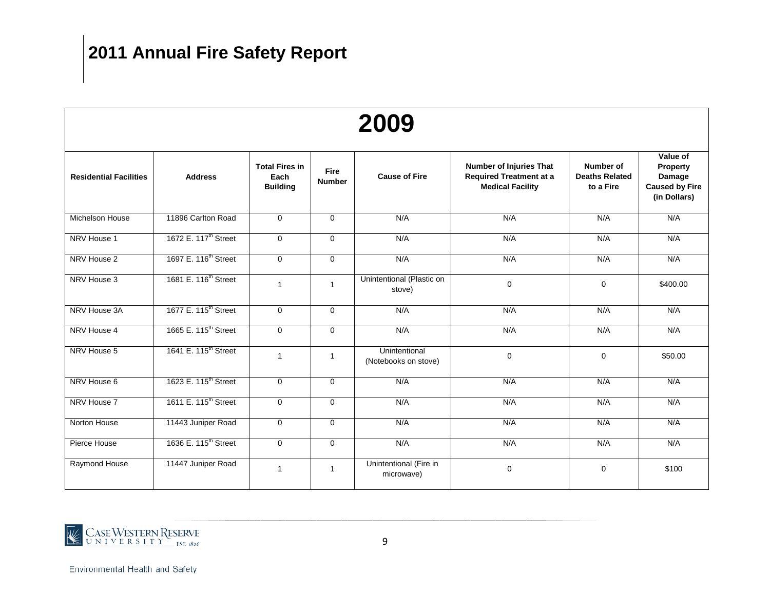# 2011 Annual Fire Safety Report

| 2009 | | | | | | | |
|---|---|---|---|---|---|---|---|
| **Residential Facilities** | **Address** | **Total Fires in Each Building** | **Fire Number** | **Cause of Fire** | **Number of Injuries That Required Treatment at a Medical Facility** | **Number of Deaths Related to a Fire** | **Value of Property Damage Caused by Fire (in Dollars)** |
| Michelson House | 11896 Carlton Road | 0 | 0 | N/A | N/A | N/A | N/A |
| NRV House 1 | 1672 E. 117th Street | 0 | 0 | N/A | N/A | N/A | N/A |
| NRV House 2 | 1697 E. 116th Street | 0 | 0 | N/A | N/A | N/A | N/A |
| NRV House 3 | 1681 E. 116th Street | 1 | 1 | Unintentional (Plastic on stove) | 0 | 0 | $400.00 |
| NRV House 3A | 1677 E. 115th Street | 0 | 0 | N/A | N/A | N/A | N/A |
| NRV House 4 | 1665 E. 115th Street | 0 | 0 | N/A | N/A | N/A | N/A |
| NRV House 5 | 1641 E. 115th Street | 1 | 1 | Unintentional (Notebooks on stove) | 0 | 0 | $50.00 |
| NRV House 6 | 1623 E. 115th Street | 0 | 0 | N/A | N/A | N/A | N/A |
| NRV House 7 | 1611 E. 115th Street | 0 | 0 | N/A | N/A | N/A | N/A |
| Norton House | 11443 Juniper Road | 0 | 0 | N/A | N/A | N/A | N/A |
| Pierce House | 1636 E. 115th Street | 0 | 0 | N/A | N/A | N/A | N/A |
| Raymond House | 11447 Juniper Road | 1 | 1 | Unintentional (Fire in microwave) | 0 | 0 | $100 |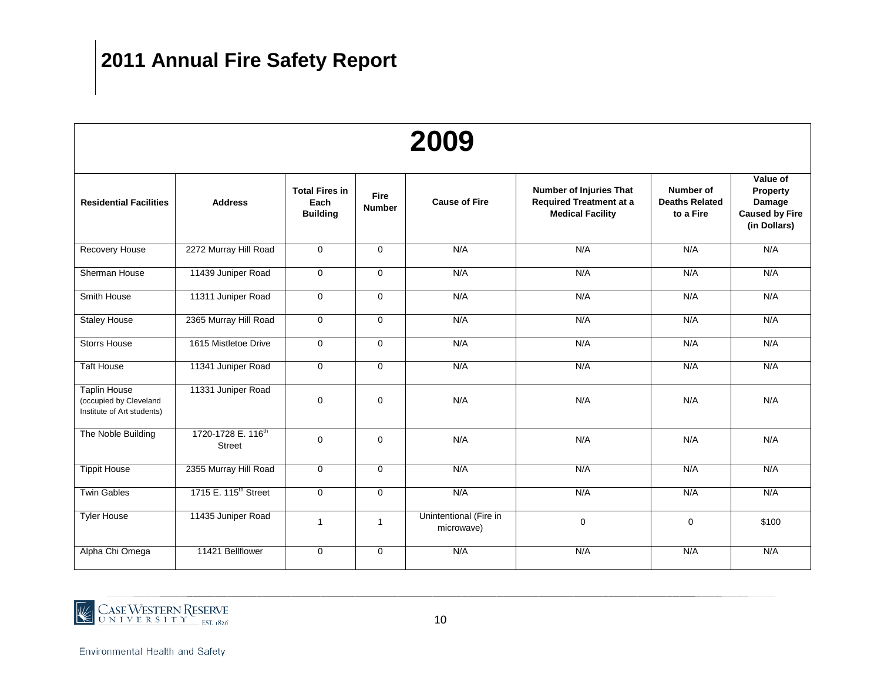# 2011 Annual Fire Safety Report

## 2009

| Residential Facilities | Address | Total Fires in Each Building | Fire Number | Cause of Fire | Number of Injuries That Required Treatment at a Medical Facility | Number of Deaths Related to a Fire | Value of Property Damage Caused by Fire (in Dollars) |
|---|---|---|---|---|---|---|---|
| Recovery House | 2272 Murray Hill Road | 0 | 0 | N/A | N/A | N/A | N/A |
| Sherman House | 11439 Juniper Road | 0 | 0 | N/A | N/A | N/A | N/A |
| Smith House | 11311 Juniper Road | 0 | 0 | N/A | N/A | N/A | N/A |
| Staley House | 2365 Murray Hill Road | 0 | 0 | N/A | N/A | N/A | N/A |
| Storrs House | 1615 Mistletoe Drive | 0 | 0 | N/A | N/A | N/A | N/A |
| Taft House | 11341 Juniper Road | 0 | 0 | N/A | N/A | N/A | N/A |
| Taplin House (occupied by Cleveland Institute of Art students) | 11331 Juniper Road | 0 | 0 | N/A | N/A | N/A | N/A |
| The Noble Building | 1720-1728 E. 116th Street | 0 | 0 | N/A | N/A | N/A | N/A |
| Tippit House | 2355 Murray Hill Road | 0 | 0 | N/A | N/A | N/A | N/A |
| Twin Gables | 1715 E. 115th Street | 0 | 0 | N/A | N/A | N/A | N/A |
| Tyler House | 11435 Juniper Road | 1 | 1 | Unintentional (Fire in microwave) | 0 | 0 | $100 |
| Alpha Chi Omega | 11421 Bellflower | 0 | 0 | N/A | N/A | N/A | N/A |

Environmental Health and Safety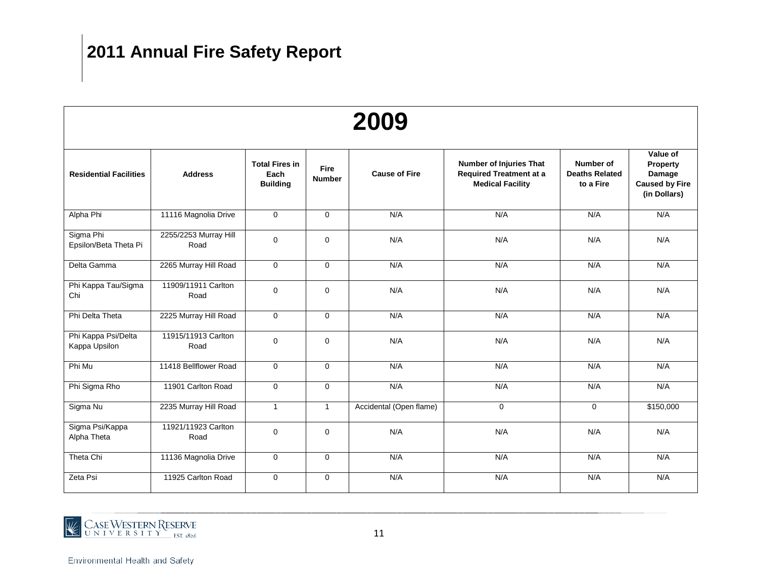# 2011 Annual Fire Safety Report

| 2009 | | | | | | | |
|---|---|---|---|---|---|---|---|
| **Residential Facilities** | **Address** | **Total Fires in Each Building** | **Fire Number** | **Cause of Fire** | **Number of Injuries That Required Treatment at a Medical Facility** | **Number of Deaths Related to a Fire** | **Value of Property Damage Caused by Fire (in Dollars)** |
| Alpha Phi | 11116 Magnolia Drive | 0 | 0 | N/A | N/A | N/A | N/A |
| Sigma Phi Epsilon/Beta Theta Pi | 2255/2253 Murray Hill Road | 0 | 0 | N/A | N/A | N/A | N/A |
| Delta Gamma | 2265 Murray Hill Road | 0 | 0 | N/A | N/A | N/A | N/A |
| Phi Kappa Tau/Sigma Chi | 11909/11911 Carlton Road | 0 | 0 | N/A | N/A | N/A | N/A |
| Phi Delta Theta | 2225 Murray Hill Road | 0 | 0 | N/A | N/A | N/A | N/A |
| Phi Kappa Psi/Delta Kappa Upsilon | 11915/11913 Carlton Road | 0 | 0 | N/A | N/A | N/A | N/A |
| Phi Mu | 11418 Bellflower Road | 0 | 0 | N/A | N/A | N/A | N/A |
| Phi Sigma Rho | 11901 Carlton Road | 0 | 0 | N/A | N/A | N/A | N/A |
| Sigma Nu | 2235 Murray Hill Road | 1 | 1 | Accidental (Open flame) | 0 | 0 | $150,000 |
| Sigma Psi/Kappa Alpha Theta | 11921/11923 Carlton Road | 0 | 0 | N/A | N/A | N/A | N/A |
| Theta Chi | 11136 Magnolia Drive | 0 | 0 | N/A | N/A | N/A | N/A |
| Zeta Psi | 11925 Carlton Road | 0 | 0 | N/A | N/A | N/A | N/A |

Case Western Reserve University EST. 1826

Environmental Health and Safety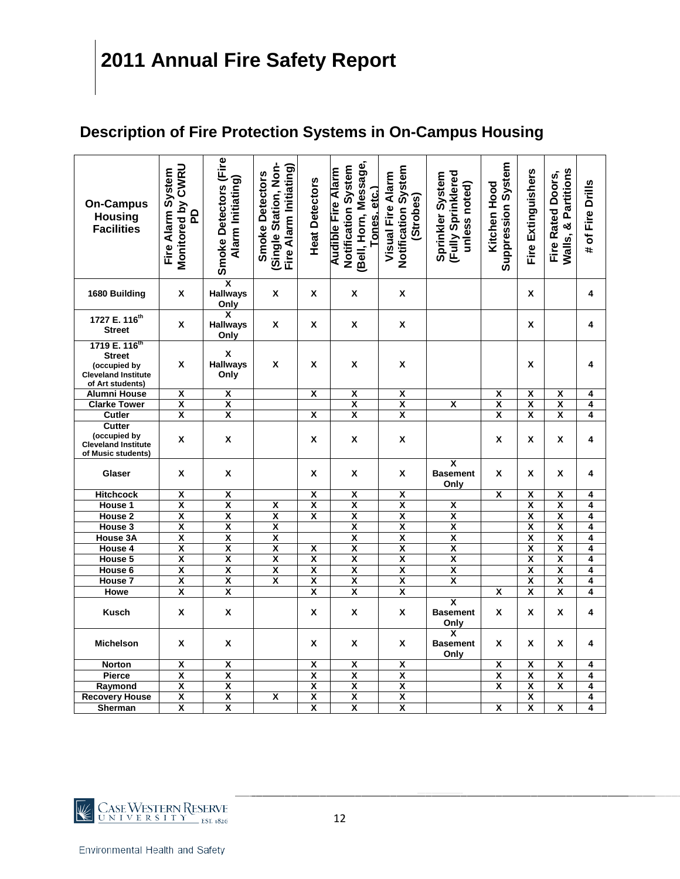# 2011 Annual Fire Safety Report

## Description of Fire Protection Systems in On-Campus Housing

| On-Campus Housing Facilities | Fire Alarm System Monitored by CWRU PD | Smoke Detectors (Fire Alarm Initiating) | Smoke Detectors (Single Station, Non-Fire Alarm Initiating) | Heat Detectors | Audible Fire Alarm Notification System (Bell, Horn, Message, Tones, etc.) | Visual Fire Alarm Notification System (Strobes) | Sprinkler System (Fully Sprinklered unless noted) | Kitchen Hood Suppression System | Fire Extinguishers | Fire Rated Doors, Walls, & Partitions | # of Fire Drills |
|---|---|---|---|---|---|---|---|---|---|---|---|
| 1680 Building | X | X Hallways Only | X | X | X | X | | | X | | 4 |
| 1727 E. 116th Street | X | X Hallways Only | X | X | X | X | | | X | | 4 |
| 1719 E. 116th Street (occupied by Cleveland Institute of Art students) | X | X Hallways Only | X | X | X | X | | | X | | 4 |
| Alumni House | X | X | | X | X | X | | X | X | X | 4 |
| Clarke Tower | X | X | | | X | X | X | X | X | X | 4 |
| Cutler | X | X | | X | X | X | | X | X | X | 4 |
| Cutter (occupied by Cleveland Institute of Music students) | X | X | | X | X | X | | X | X | X | 4 |
| Glaser | X | X | | X | X | X | X Basement Only | X | X | X | 4 |
| Hitchcock | X | X | | X | X | X | | X | X | X | 4 |
| House 1 | X | X | X | X | X | X | X | | X | X | 4 |
| House 2 | X | X | X | X | X | X | X | | X | X | 4 |
| House 3 | X | X | X | | X | X | X | | X | X | 4 |
| House 3A | X | X | X | | X | X | X | | X | X | 4 |
| House 4 | X | X | X | X | X | X | X | | X | X | 4 |
| House 5 | X | X | X | X | X | X | X | | X | X | 4 |
| House 6 | X | X | X | X | X | X | X | | X | X | 4 |
| House 7 | X | X | X | X | X | X | X | | X | X | 4 |
| Howe | X | X | | X | X | X | | X | X | X | 4 |
| Kusch | X | X | | X | X | X | X Basement Only | X | X | X | 4 |
| Michelson | X | X | | X | X | X | X Basement Only | X | X | X | 4 |
| Norton | X | X | | X | X | X | | X | X | X | 4 |
| Pierce | X | X | | X | X | X | | X | X | X | 4 |
| Raymond | X | X | | X | X | X | | X | X | X | 4 |
| Recovery House | X | X | X | X | X | X | | | X | | 4 |
| Sherman | X | X | | X | X | X | | X | X | X | 4 |

Environmental Health and Safety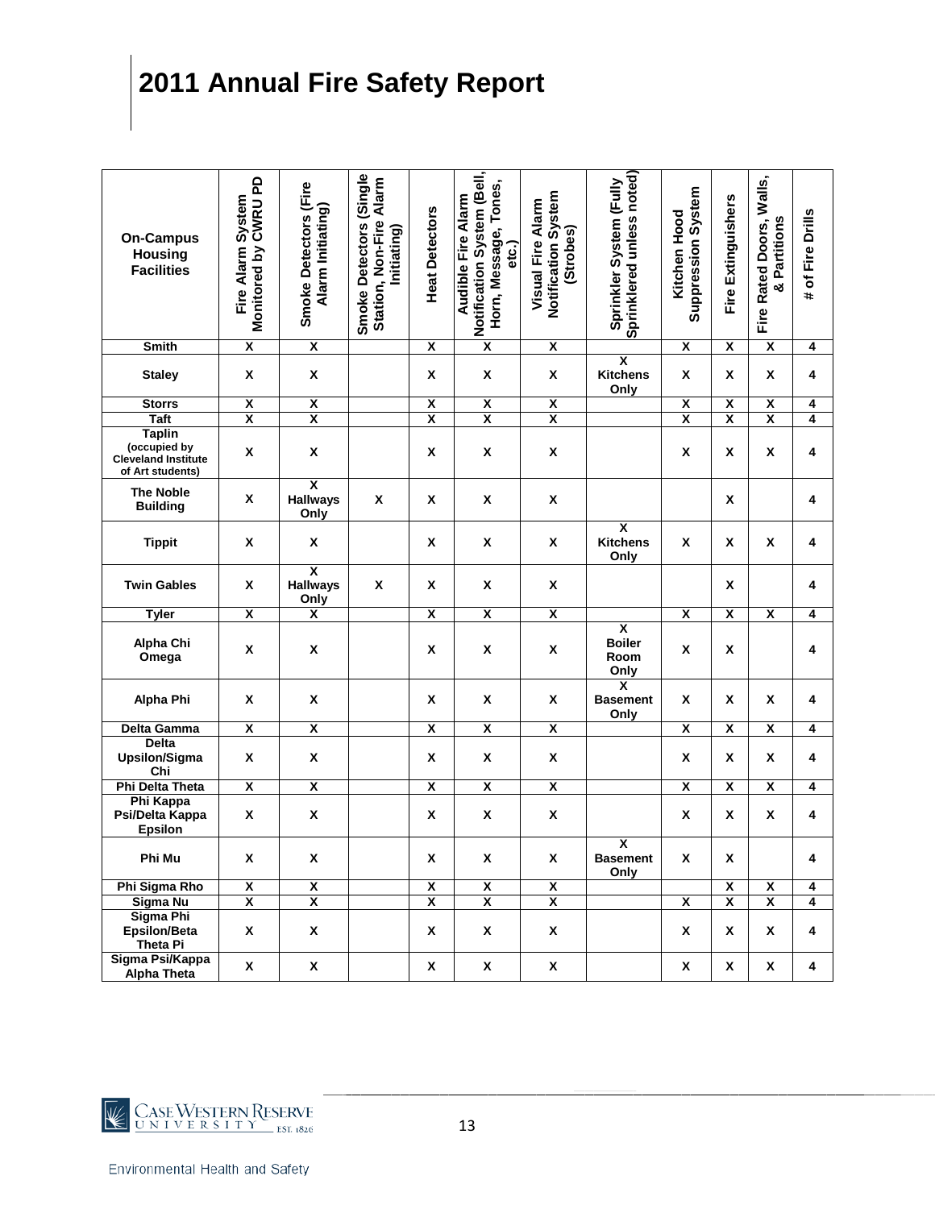# 2011 Annual Fire Safety Report

| On-Campus Housing Facilities | Fire Alarm System Monitored by CWRU PD | Smoke Detectors (Fire Alarm Initiating) | Smoke Detectors (Single Station, Non-Fire Alarm Initiating) | Heat Detectors | Audible Fire Alarm Notification System (Bell, Horn, Message, Tones, etc.) | Visual Fire Alarm Notification System (Strobes) | Sprinkler System (Fully Sprinklered unless noted) | Kitchen Hood Suppression System | Fire Extinguishers | Fire Rated Doors, Walls, & Partitions | # of Fire Drills |
|---|---|---|---|---|---|---|---|---|---|---|---|
| Smith | X | X | | X | X | X | | X | X | X | 4 |
| Staley | X | X | | X | X | X | X Kitchens Only | X | X | X | 4 |
| Storrs | X | X | | X | X | X | | X | X | X | 4 |
| Taft | X | X | | X | X | X | | X | X | X | 4 |
| Taplin (occupied by Cleveland Institute of Art students) | X | X | | X | X | X | | X | X | X | 4 |
| The Noble Building | X | X Hallways Only | X | X | X | X | | | X | | 4 |
| Tippit | X | X | | X | X | X | X Kitchens Only | X | X | X | 4 |
| Twin Gables | X | X Hallways Only | X | X | X | X | | | X | | 4 |
| Tyler | X | X | | X | X | X | | X | X | X | 4 |
| Alpha Chi Omega | X | X | | X | X | X | X Boiler Room Only | X | X | | 4 |
| Alpha Phi | X | X | | X | X | X | X Basement Only | X | X | X | 4 |
| Delta Gamma | X | X | | X | X | X | | X | X | X | 4 |
| Delta Upsilon/Sigma Chi | X | X | | X | X | X | | X | X | X | 4 |
| Phi Delta Theta | X | X | | X | X | X | | X | X | X | 4 |
| Phi Kappa Psi/Delta Kappa Epsilon | X | X | | X | X | X | | X | X | X | 4 |
| Phi Mu | X | X | | X | X | X | X Basement Only | X | X | | 4 |
| Phi Sigma Rho | X | X | | X | X | X | | | X | X | 4 |
| Sigma Nu | X | X | | X | X | X | | X | X | X | 4 |
| Sigma Phi Epsilon/Beta Theta Pi | X | X | | X | X | X | | X | X | X | 4 |
| Sigma Psi/Kappa Alpha Theta | X | X | | X | X | X | | X | X | X | 4 |

Environmental Health and Safety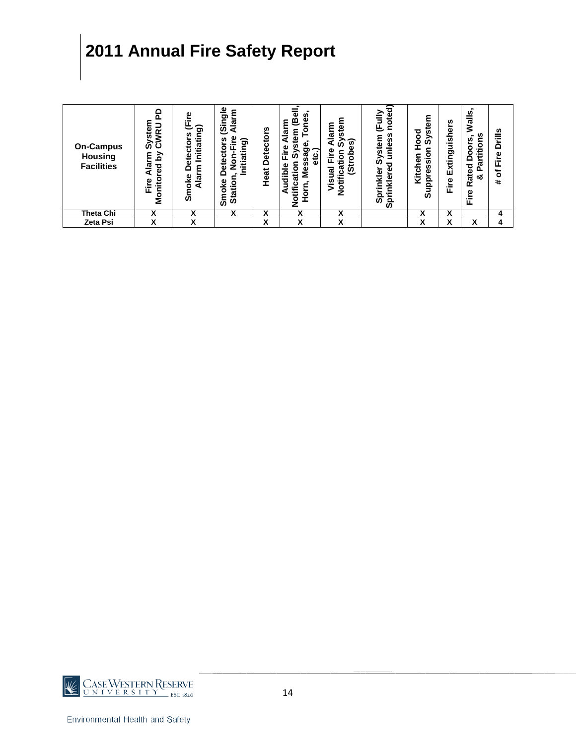# 2011 Annual Fire Safety Report

| On-Campus Housing Facilities | Fire Alarm System Monitored by CWRU PD | Smoke Detectors (Fire Alarm Initiating) | Smoke Detectors (Single Station, Non-Fire Alarm Initiating) | Heat Detectors | Audible Fire Alarm Notification System (Bell, Horn, Message, Tones, etc.) | Visual Fire Alarm Notification System (Strobes) | Sprinkler System (Fully Sprinklered unless noted) | Kitchen Hood Suppression System | Fire Extinguishers | Fire Rated Doors, Walls, & Partitions | # of Fire Drills |
|---|---|---|---|---|---|---|---|---|---|---|---|
| Theta Chi | X | X | X | X | X | X | | X | X | | 4 |
| Zeta Psi | X | X | | X | X | X | | X | X | X | 4 |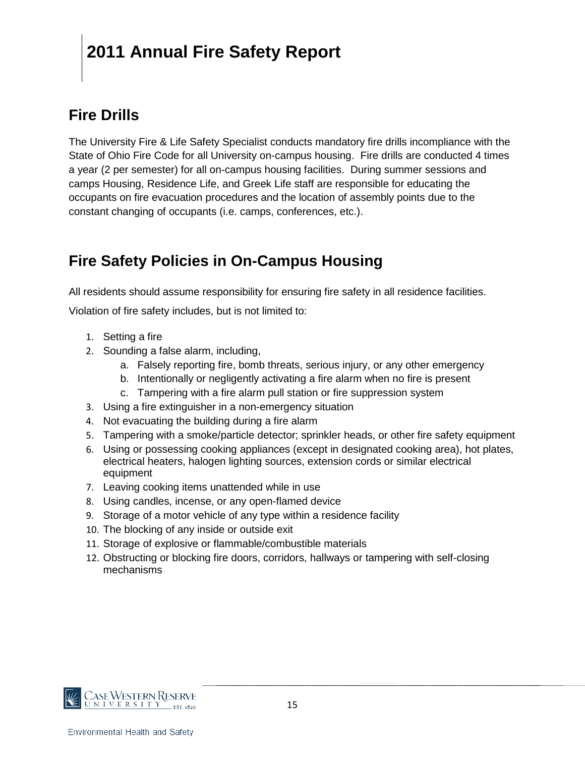# 2011 Annual Fire Safety Report

## Fire Drills

The University Fire & Life Safety Specialist conducts mandatory fire drills incompliance with the State of Ohio Fire Code for all University on-campus housing. Fire drills are conducted 4 times a year (2 per semester) for all on-campus housing facilities. During summer sessions and camps Housing, Residence Life, and Greek Life staff are responsible for educating the occupants on fire evacuation procedures and the location of assembly points due to the constant changing of occupants (i.e. camps, conferences, etc.).

## Fire Safety Policies in On-Campus Housing

All residents should assume responsibility for ensuring fire safety in all residence facilities.

Violation of fire safety includes, but is not limited to:

1. Setting a fire
2. Sounding a false alarm, including,
   a. Falsely reporting fire, bomb threats, serious injury, or any other emergency
   b. Intentionally or negligently activating a fire alarm when no fire is present
   c. Tampering with a fire alarm pull station or fire suppression system
3. Using a fire extinguisher in a non-emergency situation
4. Not evacuating the building during a fire alarm
5. Tampering with a smoke/particle detector; sprinkler heads, or other fire safety equipment
6. Using or possessing cooking appliances (except in designated cooking area), hot plates, electrical heaters, halogen lighting sources, extension cords or similar electrical equipment
7. Leaving cooking items unattended while in use
8. Using candles, incense, or any open-flamed device
9. Storage of a motor vehicle of any type within a residence facility
10. The blocking of any inside or outside exit
11. Storage of explosive or flammable/combustible materials
12. Obstructing or blocking fire doors, corridors, hallways or tampering with self-closing mechanisms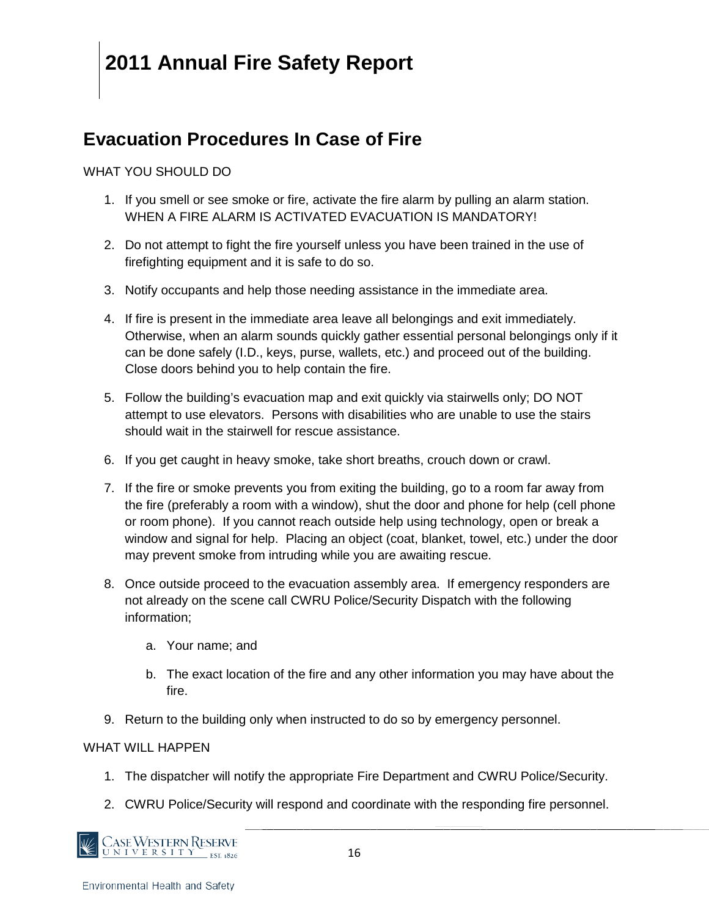# 2011 Annual Fire Safety Report

## Evacuation Procedures In Case of Fire

WHAT YOU SHOULD DO

1. If you smell or see smoke or fire, activate the fire alarm by pulling an alarm station. WHEN A FIRE ALARM IS ACTIVATED EVACUATION IS MANDATORY!
2. Do not attempt to fight the fire yourself unless you have been trained in the use of firefighting equipment and it is safe to do so.
3. Notify occupants and help those needing assistance in the immediate area.
4. If fire is present in the immediate area leave all belongings and exit immediately. Otherwise, when an alarm sounds quickly gather essential personal belongings only if it can be done safely (I.D., keys, purse, wallets, etc.) and proceed out of the building. Close doors behind you to help contain the fire.
5. Follow the building's evacuation map and exit quickly via stairwells only; DO NOT attempt to use elevators. Persons with disabilities who are unable to use the stairs should wait in the stairwell for rescue assistance.
6. If you get caught in heavy smoke, take short breaths, crouch down or crawl.
7. If the fire or smoke prevents you from exiting the building, go to a room far away from the fire (preferably a room with a window), shut the door and phone for help (cell phone or room phone). If you cannot reach outside help using technology, open or break a window and signal for help. Placing an object (coat, blanket, towel, etc.) under the door may prevent smoke from intruding while you are awaiting rescue.
8. Once outside proceed to the evacuation assembly area. If emergency responders are not already on the scene call CWRU Police/Security Dispatch with the following information;
   a. Your name; and
   b. The exact location of the fire and any other information you may have about the fire.
9. Return to the building only when instructed to do so by emergency personnel.

WHAT WILL HAPPEN

1. The dispatcher will notify the appropriate Fire Department and CWRU Police/Security.
2. CWRU Police/Security will respond and coordinate with the responding fire personnel.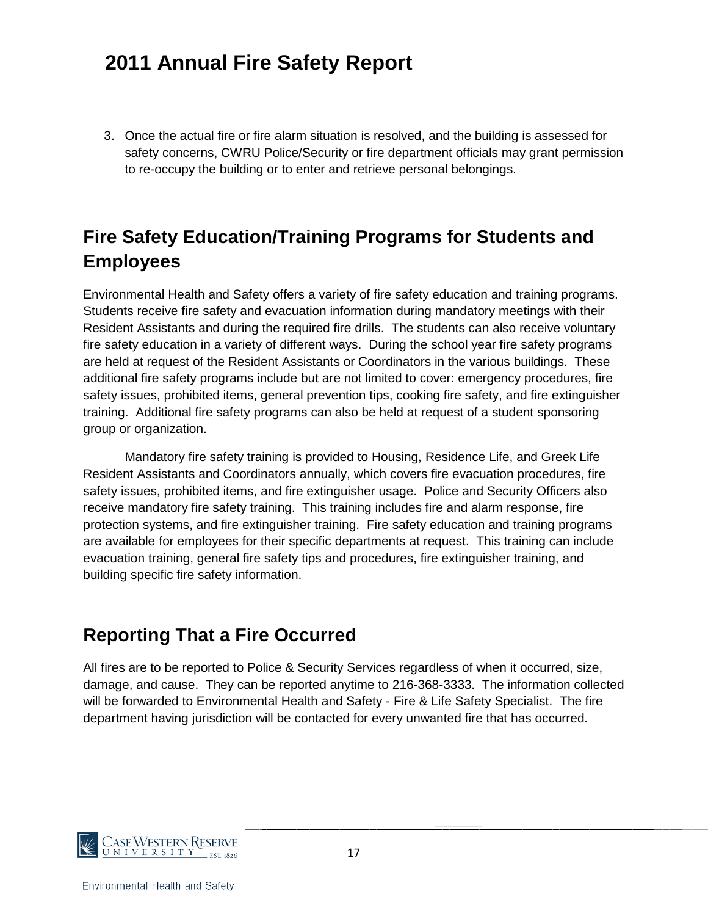3. Once the actual fire or fire alarm situation is resolved, and the building is assessed for safety concerns, CWRU Police/Security or fire department officials may grant permission to re-occupy the building or to enter and retrieve personal belongings.

## Fire Safety Education/Training Programs for Students and Employees

Environmental Health and Safety offers a variety of fire safety education and training programs. Students receive fire safety and evacuation information during mandatory meetings with their Resident Assistants and during the required fire drills. The students can also receive voluntary fire safety education in a variety of different ways. During the school year fire safety programs are held at request of the Resident Assistants or Coordinators in the various buildings. These additional fire safety programs include but are not limited to cover: emergency procedures, fire safety issues, prohibited items, general prevention tips, cooking fire safety, and fire extinguisher training. Additional fire safety programs can also be held at request of a student sponsoring group or organization.

Mandatory fire safety training is provided to Housing, Residence Life, and Greek Life Resident Assistants and Coordinators annually, which covers fire evacuation procedures, fire safety issues, prohibited items, and fire extinguisher usage. Police and Security Officers also receive mandatory fire safety training. This training includes fire and alarm response, fire protection systems, and fire extinguisher training. Fire safety education and training programs are available for employees for their specific departments at request. This training can include evacuation training, general fire safety tips and procedures, fire extinguisher training, and building specific fire safety information.

## Reporting That a Fire Occurred

All fires are to be reported to Police & Security Services regardless of when it occurred, size, damage, and cause. They can be reported anytime to 216-368-3333. The information collected will be forwarded to Environmental Health and Safety - Fire & Life Safety Specialist. The fire department having jurisdiction will be contacted for every unwanted fire that has occurred.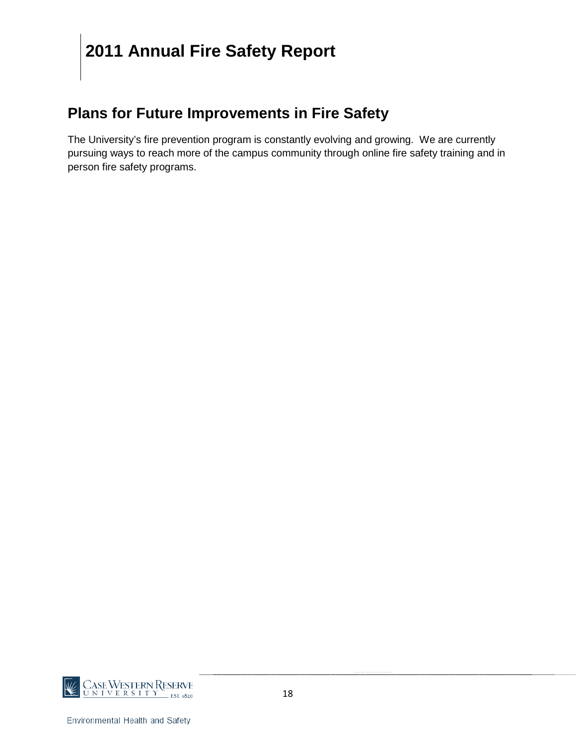## Plans for Future Improvements in Fire Safety

The University's fire prevention program is constantly evolving and growing. We are currently pursuing ways to reach more of the campus community through online fire safety training and in person fire safety programs.